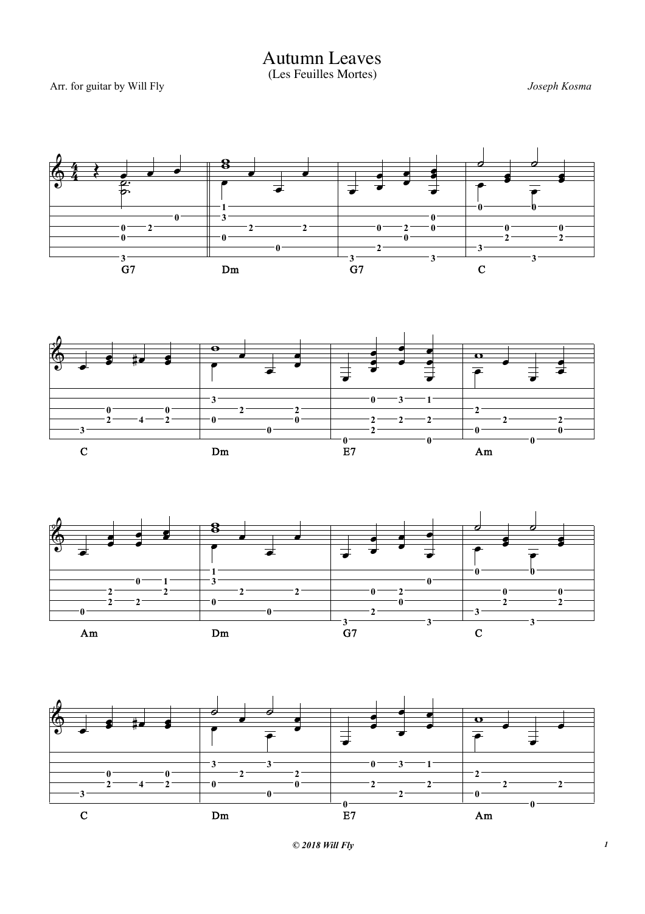# Autumn Leaves

(Les Feuilles Mortes)

Arr. for guitar by Will Fly

*Joseph Kosma*

G7 | Dm | G7 | C

C | Dm | E7 | Am

Am | Dm | G7 | C

C | Dm | E7 | Am

***© 2018 Will Fly***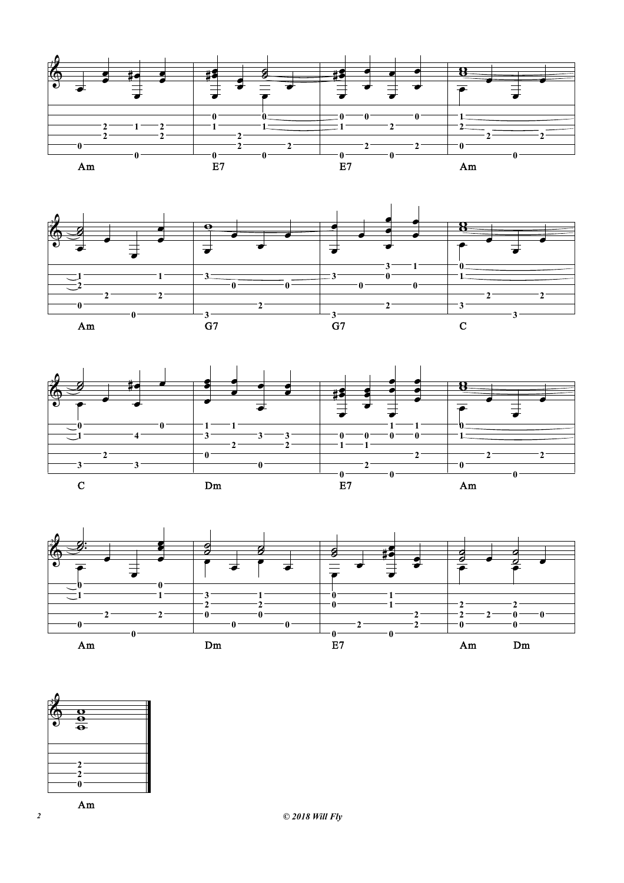Am E7 E7 Am

Am G7 G7 C

C Dm E7 Am

Am Dm E7 Am Dm

Am

*© 2018 Will Fly*